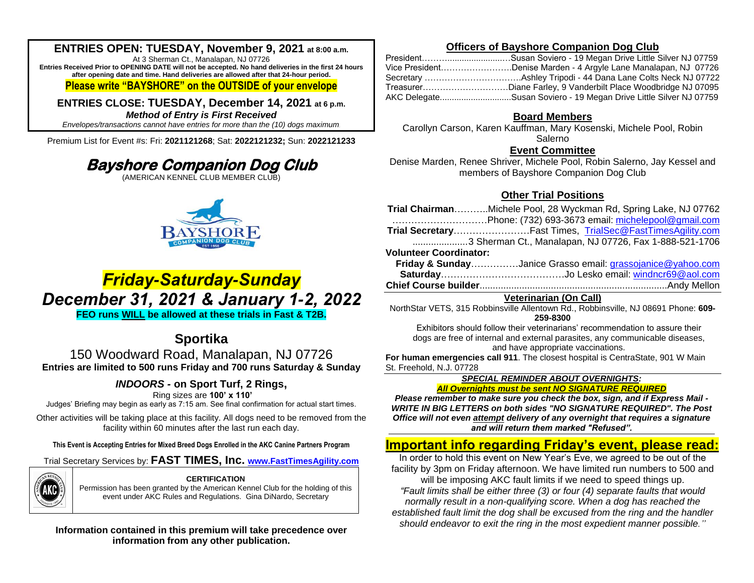**ENTRIES OPEN: TUESDAY, November 9, 2021 at 8:00 a.m.**

At 3 Sherman Ct., Manalapan, NJ 07726

**Entries Received Prior to OPENING DATE will not be accepted. No hand deliveries in the first 24 hours after opening date and time. Hand deliveries are allowed after that 24-hour period.**

**Please write "BAYSHORE" on the OUTSIDE of your envelope**

**ENTRIES CLOSE: TUESDAY, December 14, 2021 at 6 p.m.**

***Method of Entry is First Received***

*Envelopes/transactions cannot have entries for more than the (10) dogs maximum.*

Premium List for Event #s: Fri: **2021121268**; Sat: **2022121232;** Sun: **2022121233**

# Bayshore Companion Dog Club

(AMERICAN KENNEL CLUB MEMBER CLUB)

## *Friday-Saturday-Sunday*
## *December 31, 2021 & January 1-2, 2022*

**FEO runs WILL be allowed at these trials in Fast & T2B.**

## Sportika

150 Woodward Road, Manalapan, NJ 07726

**Entries are limited to 500 runs Friday and 700 runs Saturday & Sunday**

***INDOORS* - on Sport Turf, 2 Rings,**

Ring sizes are **100' x 110'**

Judges' Briefing may begin as early as 7:15 am. See final confirmation for actual start times.

Other activities will be taking place at this facility. All dogs need to be removed from the facility within 60 minutes after the last run each day.

**This Event is Accepting Entries for Mixed Breed Dogs Enrolled in the AKC Canine Partners Program**

Trial Secretary Services by: **FAST TIMES, Inc. www.FastTimesAgility.com**

**CERTIFICATION**

Permission has been granted by the American Kennel Club for the holding of this event under AKC Rules and Regulations. Gina DiNardo, Secretary

**Information contained in this premium will take precedence over information from any other publication.**

## Officers of Bayshore Companion Dog Club

President……..........................Susan Soviero - 19 Megan Drive Little Silver NJ 07759
Vice President……………………Denise Marden - 4 Argyle Lane Manalapan, NJ 07726
Secretary ……………………………Ashley Tripodi - 44 Dana Lane Colts Neck NJ 07722
Treasurer…………………………Diane Farley, 9 Vanderbilt Place Woodbridge NJ 07095
AKC Delegate.............................Susan Soviero - 19 Megan Drive Little Silver NJ 07759

## Board Members

Carollyn Carson, Karen Kauffman, Mary Kosenski, Michele Pool, Robin Salerno

## Event Committee

Denise Marden, Renee Shriver, Michele Pool, Robin Salerno, Jay Kessel and members of Bayshore Companion Dog Club

## Other Trial Positions

**Trial Chairman**………..Michele Pool, 28 Wyckman Rd, Spring Lake, NJ 07762
…………………………Phone: (732) 693-3673 email: michelepool@gmail.com
**Trial Secretary**……………………Fast Times, TrialSec@FastTimesAgility.com
.....................3 Sherman Ct., Manalapan, NJ 07726, Fax 1-888-521-1706

**Volunteer Coordinator:**
**Friday & Sunday**……………Janice Grasso email: grassojanice@yahoo.com
**Saturday**…………………………………Jo Lesko email: windncr69@aol.com

**Chief Course builder**.......................................................................Andy Mellon

**Veterinarian (On Call)**

NorthStar VETS, 315 Robbinsville Allentown Rd., Robbinsville, NJ 08691 Phone: **609-259-8300**

Exhibitors should follow their veterinarians' recommendation to assure their dogs are free of internal and external parasites, any communicable diseases, and have appropriate vaccinations.

**For human emergencies call 911**. The closest hospital is CentraState, 901 W Main St. Freehold, N.J. 07728

***SPECIAL REMINDER ABOUT OVERNIGHTS:***

***All Overnights must be sent NO SIGNATURE REQUIRED***

***Please remember to make sure you check the box, sign, and if Express Mail - WRITE IN BIG LETTERS on both sides "NO SIGNATURE REQUIRED". The Post Office will not even attempt delivery of any overnight that requires a signature and will return them marked "Refused".***

## Important info regarding Friday's event, please read:

In order to hold this event on New Year's Eve, we agreed to be out of the facility by 3pm on Friday afternoon. We have limited run numbers to 500 and will be imposing AKC fault limits if we need to speed things up. *"Fault limits shall be either three (3) or four (4) separate faults that would normally result in a non-qualifying score. When a dog has reached the established fault limit the dog shall be excused from the ring and the handler should endeavor to exit the ring in the most expedient manner possible."*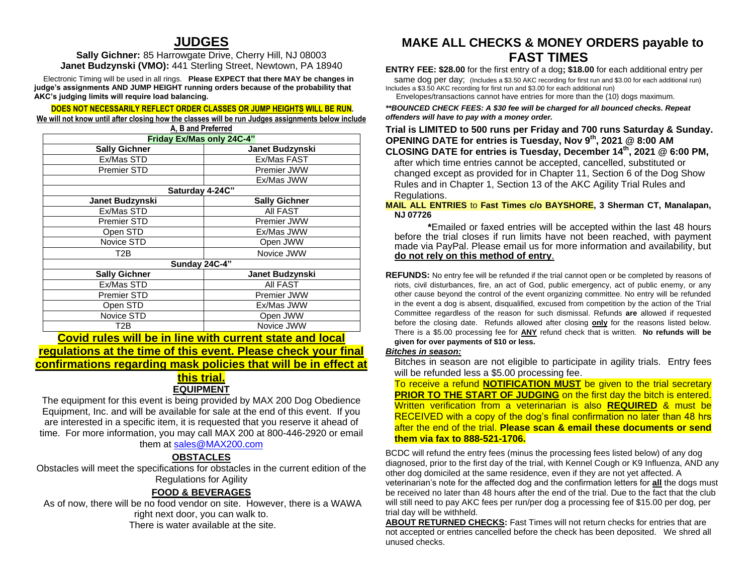# JUDGES

**Sally Gichner:** 85 Harrowgate Drive, Cherry Hill, NJ 08003
**Janet Budzynski (VMO):** 441 Sterling Street, Newtown, PA 18940

Electronic Timing will be used in all rings. **Please EXPECT that there MAY be changes in judge's assignments AND JUMP HEIGHT running orders because of the probability that AKC's judging limits will require load balancing.**

**DOES NOT NECESSARILY REFLECT ORDER CLASSES OR JUMP HEIGHTS WILL BE RUN.**
**We will not know until after closing how the classes will be run Judges assignments below include A, B and Preferred**

| Friday Ex/Mas only 24C-4" | |
|---|---|
| **Sally Gichner** | **Janet Budzynski** |
| Ex/Mas STD | Ex/Mas FAST |
| Premier STD | Premier JWW |
| | Ex/Mas JWW |
| **Saturday 4-24C"** | |
| **Janet Budzynski** | **Sally Gichner** |
| Ex/Mas STD | All FAST |
| Premier STD | Premier JWW |
| Open STD | Ex/Mas JWW |
| Novice STD | Open JWW |
| T2B | Novice JWW |
| **Sunday 24C-4"** | |
| **Sally Gichner** | **Janet Budzynski** |
| Ex/Mas STD | All FAST |
| Premier STD | Premier JWW |
| Open STD | Ex/Mas JWW |
| Novice STD | Open JWW |
| T2B | Novice JWW |

**Covid rules will be in line with current state and local regulations at the time of this event. Please check your final confirmations regarding mask policies that will be in effect at this trial.**

## EQUIPMENT

The equipment for this event is being provided by MAX 200 Dog Obedience Equipment, Inc. and will be available for sale at the end of this event. If you are interested in a specific item, it is requested that you reserve it ahead of time. For more information, you may call MAX 200 at 800-446-2920 or email them at sales@MAX200.com

## OBSTACLES

Obstacles will meet the specifications for obstacles in the current edition of the Regulations for Agility

## FOOD & BEVERAGES

As of now, there will be no food vendor on site. However, there is a WAWA right next door, you can walk to.
There is water available at the site.

# MAKE ALL CHECKS & MONEY ORDERS payable to FAST TIMES

**ENTRY FEE: $28.00** for the first entry of a dog**; $18.00** for each additional entry per same dog per day; (Includes a $3.50 AKC recording for first run and $3.00 for each additional run) Includes a $3.50 AKC recording for first run and $3.00 for each additional run)
Envelopes/transactions cannot have entries for more than the (10) dogs maximum.

***\*\*BOUNCED CHECK FEES: A $30 fee will be charged for all bounced checks. Repeat offenders will have to pay with a money order.***

**Trial is LIMITED to 500 runs per Friday and 700 runs Saturday & Sunday.**
**OPENING DATE for entries is Tuesday, Nov 9th, 2021 @ 8:00 AM**
**CLOSING DATE for entries is Tuesday, December 14th, 2021 @ 6:00 PM,** after which time entries cannot be accepted, cancelled, substituted or changed except as provided for in Chapter 11, Section 6 of the Dog Show Rules and in Chapter 1, Section 13 of the AKC Agility Trial Rules and Regulations.

**MAIL ALL ENTRIES** to **Fast Times c/o BAYSHORE, 3 Sherman CT, Manalapan, NJ 07726**

**\***Emailed or faxed entries will be accepted within the last 48 hours before the trial closes if run limits have not been reached, with payment made via PayPal. Please email us for more information and availability, but **do not rely on this method of entry**.

**REFUNDS:** No entry fee will be refunded if the trial cannot open or be completed by reasons of riots, civil disturbances, fire, an act of God, public emergency, act of public enemy, or any other cause beyond the control of the event organizing committee. No entry will be refunded in the event a dog is absent, disqualified, excused from competition by the action of the Trial Committee regardless of the reason for such dismissal. Refunds **are** allowed if requested before the closing date. Refunds allowed after closing **only** for the reasons listed below. There is a $5.00 processing fee for **ANY** refund check that is written. **No refunds will be given for over payments of $10 or less.**

***Bitches in season:***

Bitches in season are not eligible to participate in agility trials. Entry fees will be refunded less a $5.00 processing fee.

To receive a refund **NOTIFICATION MUST** be given to the trial secretary **PRIOR TO THE START OF JUDGING** on the first day the bitch is entered. Written verification from a veterinarian is also **REQUIRED** & must be RECEIVED with a copy of the dog's final confirmation no later than 48 hrs after the end of the trial. **Please scan & email these documents or send them via fax to 888-521-1706.**

BCDC will refund the entry fees (minus the processing fees listed below) of any dog diagnosed, prior to the first day of the trial, with Kennel Cough or K9 Influenza, AND any other dog domiciled at the same residence, even if they are not yet affected. A veterinarian's note for the affected dog and the confirmation letters for **all** the dogs must be received no later than 48 hours after the end of the trial. Due to the fact that the club will still need to pay AKC fees per run/per dog a processing fee of $15.00 per dog, per trial day will be withheld.

**ABOUT RETURNED CHECKS:** Fast Times will not return checks for entries that are not accepted or entries cancelled before the check has been deposited. We shred all unused checks.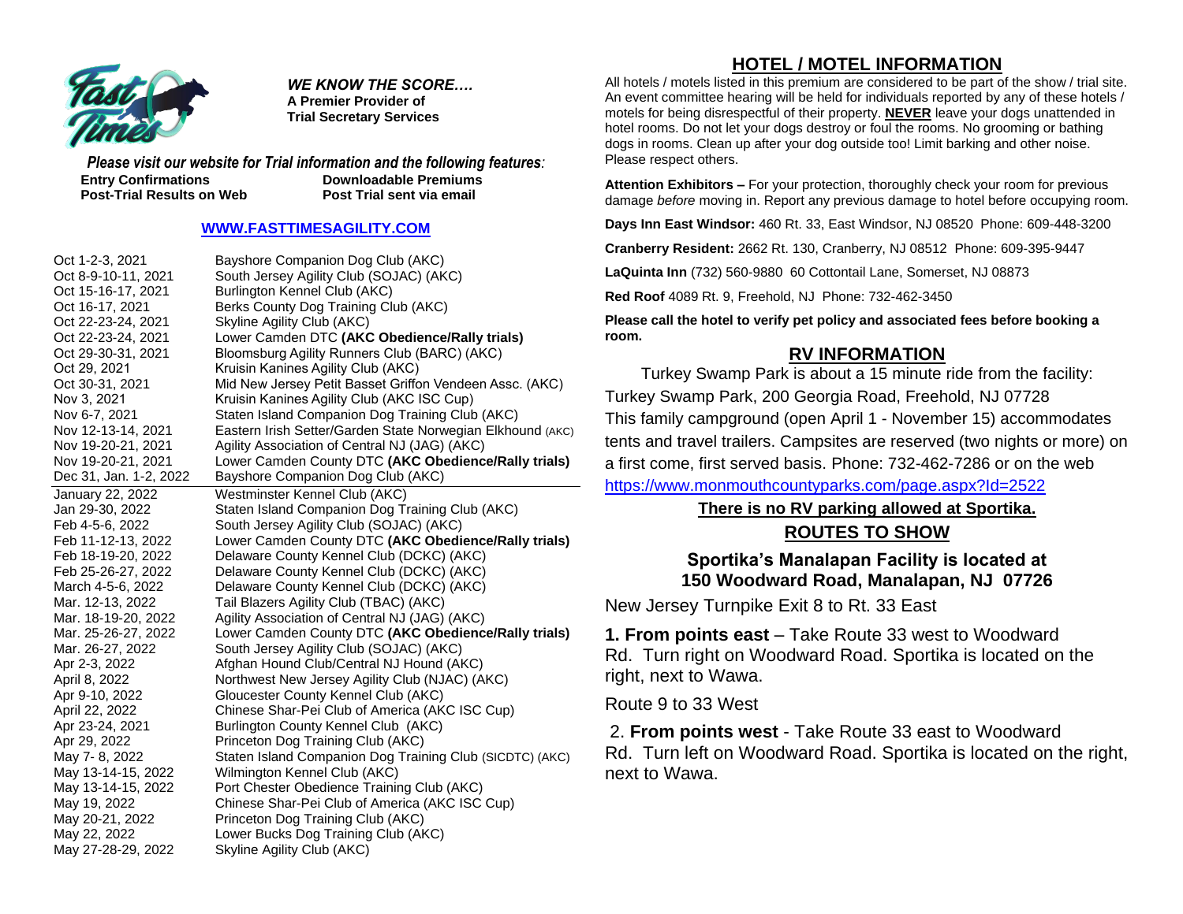***WE KNOW THE SCORE….***
**A Premier Provider of**
**Trial Secretary Services**

***Please visit our website for Trial information and the following features:***

| | |
|---|---|
| **Entry Confirmations** | **Downloadable Premiums** |
| **Post-Trial Results on Web** | **Post Trial sent via email** |

**WWW.FASTTIMESAGILITY.COM**

| Date | Club |
|---|---|
| Oct 1-2-3, 2021 | Bayshore Companion Dog Club (AKC) |
| Oct 8-9-10-11, 2021 | South Jersey Agility Club (SOJAC) (AKC) |
| Oct 15-16-17, 2021 | Burlington Kennel Club (AKC) |
| Oct 16-17, 2021 | Berks County Dog Training Club (AKC) |
| Oct 22-23-24, 2021 | Skyline Agility Club (AKC) |
| Oct 22-23-24, 2021 | Lower Camden DTC **(AKC Obedience/Rally trials)** |
| Oct 29-30-31, 2021 | Bloomsburg Agility Runners Club (BARC) (AKC) |
| Oct 29, 2021 | Kruisin Kanines Agility Club (AKC) |
| Oct 30-31, 2021 | Mid New Jersey Petit Basset Griffon Vendeen Assc. (AKC) |
| Nov 3, 2021 | Kruisin Kanines Agility Club (AKC ISC Cup) |
| Nov 6-7, 2021 | Staten Island Companion Dog Training Club (AKC) |
| Nov 12-13-14, 2021 | Eastern Irish Setter/Garden State Norwegian Elkhound (AKC) |
| Nov 19-20-21, 2021 | Agility Association of Central NJ (JAG) (AKC) |
| Nov 19-20-21, 2021 | Lower Camden County DTC **(AKC Obedience/Rally trials)** |
| Dec 31, Jan. 1-2, 2022 | Bayshore Companion Dog Club (AKC) |
| January 22, 2022 | Westminster Kennel Club (AKC) |
| Jan 29-30, 2022 | Staten Island Companion Dog Training Club (AKC) |
| Feb 4-5-6, 2022 | South Jersey Agility Club (SOJAC) (AKC) |
| Feb 11-12-13, 2022 | Lower Camden County DTC **(AKC Obedience/Rally trials)** |
| Feb 18-19-20, 2022 | Delaware County Kennel Club (DCKC) (AKC) |
| Feb 25-26-27, 2022 | Delaware County Kennel Club (DCKC) (AKC) |
| March 4-5-6, 2022 | Delaware County Kennel Club (DCKC) (AKC) |
| Mar. 12-13, 2022 | Tail Blazers Agility Club (TBAC) (AKC) |
| Mar. 18-19-20, 2022 | Agility Association of Central NJ (JAG) (AKC) |
| Mar. 25-26-27, 2022 | Lower Camden County DTC **(AKC Obedience/Rally trials)** |
| Mar. 26-27, 2022 | South Jersey Agility Club (SOJAC) (AKC) |
| Apr 2-3, 2022 | Afghan Hound Club/Central NJ Hound (AKC) |
| April 8, 2022 | Northwest New Jersey Agility Club (NJAC) (AKC) |
| Apr 9-10, 2022 | Gloucester County Kennel Club (AKC) |
| April 22, 2022 | Chinese Shar-Pei Club of America (AKC ISC Cup) |
| Apr 23-24, 2021 | Burlington County Kennel Club (AKC) |
| Apr 29, 2022 | Princeton Dog Training Club (AKC) |
| May 7- 8, 2022 | Staten Island Companion Dog Training Club (SICDTC) (AKC) |
| May 13-14-15, 2022 | Wilmington Kennel Club (AKC) |
| May 13-14-15, 2022 | Port Chester Obedience Training Club (AKC) |
| May 19, 2022 | Chinese Shar-Pei Club of America (AKC ISC Cup) |
| May 20-21, 2022 | Princeton Dog Training Club (AKC) |
| May 22, 2022 | Lower Bucks Dog Training Club (AKC) |
| May 27-28-29, 2022 | Skyline Agility Club (AKC) |

## HOTEL / MOTEL INFORMATION

All hotels / motels listed in this premium are considered to be part of the show / trial site. An event committee hearing will be held for individuals reported by any of these hotels / motels for being disrespectful of their property. **NEVER** leave your dogs unattended in hotel rooms. Do not let your dogs destroy or foul the rooms. No grooming or bathing dogs in rooms. Clean up after your dog outside too! Limit barking and other noise. Please respect others.

**Attention Exhibitors –** For your protection, thoroughly check your room for previous damage *before* moving in. Report any previous damage to hotel before occupying room.

**Days Inn East Windsor:** 460 Rt. 33, East Windsor, NJ 08520 Phone: 609-448-3200

**Cranberry Resident:** 2662 Rt. 130, Cranberry, NJ 08512 Phone: 609-395-9447

**LaQuinta Inn** (732) 560-9880 60 Cottontail Lane, Somerset, NJ 08873

**Red Roof** 4089 Rt. 9, Freehold, NJ Phone: 732-462-3450

**Please call the hotel to verify pet policy and associated fees before booking a room.**

## RV INFORMATION

Turkey Swamp Park is about a 15 minute ride from the facility: Turkey Swamp Park, 200 Georgia Road, Freehold, NJ 07728
This family campground (open April 1 - November 15) accommodates tents and travel trailers. Campsites are reserved (two nights or more) on a first come, first served basis. Phone: 732-462-7286 or on the web https://www.monmouthcountyparks.com/page.aspx?Id=2522

**There is no RV parking allowed at Sportika.**

## ROUTES TO SHOW

**Sportika's Manalapan Facility is located at 150 Woodward Road, Manalapan, NJ 07726**

New Jersey Turnpike Exit 8 to Rt. 33 East

**1. From points east** – Take Route 33 west to Woodward Rd. Turn right on Woodward Road. Sportika is located on the right, next to Wawa.

Route 9 to 33 West

2. **From points west** - Take Route 33 east to Woodward Rd. Turn left on Woodward Road. Sportika is located on the right, next to Wawa.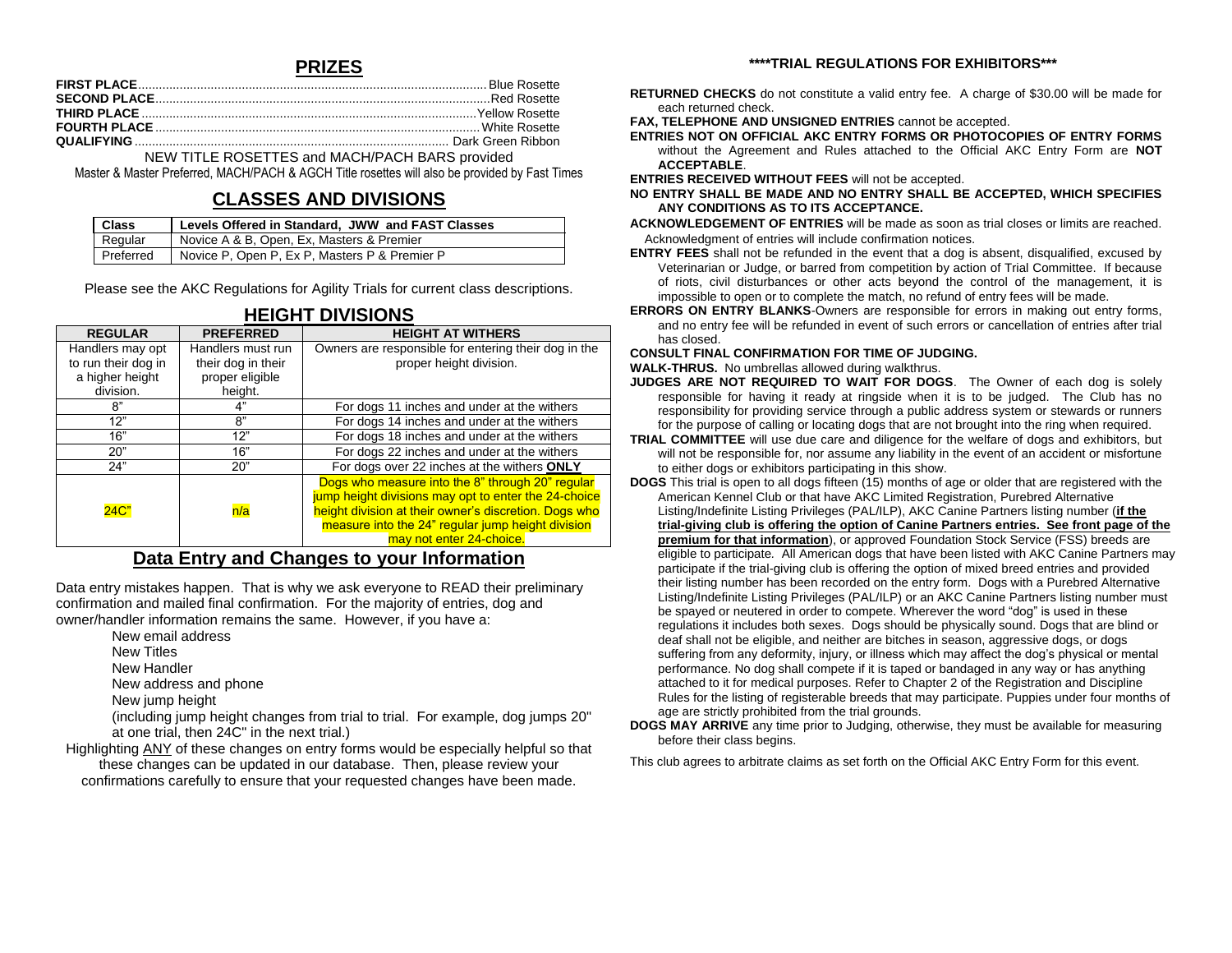## PRIZES

**FIRST PLACE**.................................................................................................Blue Rosette
**SECOND PLACE**..............................................................................................Red Rosette
**THIRD PLACE**..............................................................................................Yellow Rosette
**FOURTH PLACE**...........................................................................................White Rosette
**QUALIFYING**.............................................................................................Dark Green Ribbon

NEW TITLE ROSETTES and MACH/PACH BARS provided

Master & Master Preferred, MACH/PACH & AGCH Title rosettes will also be provided by Fast Times

## CLASSES AND DIVISIONS

| Class | Levels Offered in Standard, JWW and FAST Classes |
|---|---|
| Regular | Novice A & B, Open, Ex, Masters & Premier |
| Preferred | Novice P, Open P, Ex P, Masters P & Premier P |

Please see the AKC Regulations for Agility Trials for current class descriptions.

## HEIGHT DIVISIONS

| REGULAR | PREFERRED | HEIGHT AT WITHERS |
|---|---|---|
| Handlers may opt to run their dog in a higher height division. | Handlers must run their dog in their proper eligible height. | Owners are responsible for entering their dog in the proper height division. |
| 8" | 4" | For dogs 11 inches and under at the withers |
| 12" | 8" | For dogs 14 inches and under at the withers |
| 16" | 12" | For dogs 18 inches and under at the withers |
| 20" | 16" | For dogs 22 inches and under at the withers |
| 24" | 20" | For dogs over 22 inches at the withers **ONLY** |
| 24C" | n/a | Dogs who measure into the 8" through 20" regular jump height divisions may opt to enter the 24-choice height division at their owner's discretion. Dogs who measure into the 24" regular jump height division may not enter 24-choice. |

## Data Entry and Changes to your Information

Data entry mistakes happen. That is why we ask everyone to READ their preliminary confirmation and mailed final confirmation. For the majority of entries, dog and owner/handler information remains the same. However, if you have a:

New email address
New Titles
New Handler
New address and phone
New jump height
(including jump height changes from trial to trial. For example, dog jumps 20" at one trial, then 24C" in the next trial.)

Highlighting ANY of these changes on entry forms would be especially helpful so that these changes can be updated in our database. Then, please review your confirmations carefully to ensure that your requested changes have been made.

### \*\*\*\*TRIAL REGULATIONS FOR EXHIBITORS\*\*\*

**RETURNED CHECKS** do not constitute a valid entry fee. A charge of $30.00 will be made for each returned check.

**FAX, TELEPHONE AND UNSIGNED ENTRIES** cannot be accepted.

**ENTRIES NOT ON OFFICIAL AKC ENTRY FORMS OR PHOTOCOPIES OF ENTRY FORMS** without the Agreement and Rules attached to the Official AKC Entry Form are **NOT ACCEPTABLE**.

**ENTRIES RECEIVED WITHOUT FEES** will not be accepted.

**NO ENTRY SHALL BE MADE AND NO ENTRY SHALL BE ACCEPTED, WHICH SPECIFIES ANY CONDITIONS AS TO ITS ACCEPTANCE.**

**ACKNOWLEDGEMENT OF ENTRIES** will be made as soon as trial closes or limits are reached. Acknowledgment of entries will include confirmation notices.

**ENTRY FEES** shall not be refunded in the event that a dog is absent, disqualified, excused by Veterinarian or Judge, or barred from competition by action of Trial Committee. If because of riots, civil disturbances or other acts beyond the control of the management, it is impossible to open or to complete the match, no refund of entry fees will be made.

**ERRORS ON ENTRY BLANKS**-Owners are responsible for errors in making out entry forms, and no entry fee will be refunded in event of such errors or cancellation of entries after trial has closed.

**CONSULT FINAL CONFIRMATION FOR TIME OF JUDGING.**

**WALK-THRUS.** No umbrellas allowed during walkthrus.

**JUDGES ARE NOT REQUIRED TO WAIT FOR DOGS**. The Owner of each dog is solely responsible for having it ready at ringside when it is to be judged. The Club has no responsibility for providing service through a public address system or stewards or runners for the purpose of calling or locating dogs that are not brought into the ring when required.

**TRIAL COMMITTEE** will use due care and diligence for the welfare of dogs and exhibitors, but will not be responsible for, nor assume any liability in the event of an accident or misfortune to either dogs or exhibitors participating in this show.

**DOGS** This trial is open to all dogs fifteen (15) months of age or older that are registered with the American Kennel Club or that have AKC Limited Registration, Purebred Alternative Listing/Indefinite Listing Privileges (PAL/ILP), AKC Canine Partners listing number (**if the trial-giving club is offering the option of Canine Partners entries. See front page of the premium for that information**), or approved Foundation Stock Service (FSS) breeds are eligible to participate. All American dogs that have been listed with AKC Canine Partners may participate if the trial-giving club is offering the option of mixed breed entries and provided their listing number has been recorded on the entry form. Dogs with a Purebred Alternative Listing/Indefinite Listing Privileges (PAL/ILP) or an AKC Canine Partners listing number must be spayed or neutered in order to compete. Wherever the word "dog" is used in these regulations it includes both sexes. Dogs should be physically sound. Dogs that are blind or deaf shall not be eligible, and neither are bitches in season, aggressive dogs, or dogs suffering from any deformity, injury, or illness which may affect the dog's physical or mental performance. No dog shall compete if it is taped or bandaged in any way or has anything attached to it for medical purposes. Refer to Chapter 2 of the Registration and Discipline Rules for the listing of registerable breeds that may participate. Puppies under four months of age are strictly prohibited from the trial grounds.

**DOGS MAY ARRIVE** any time prior to Judging, otherwise, they must be available for measuring before their class begins.

This club agrees to arbitrate claims as set forth on the Official AKC Entry Form for this event.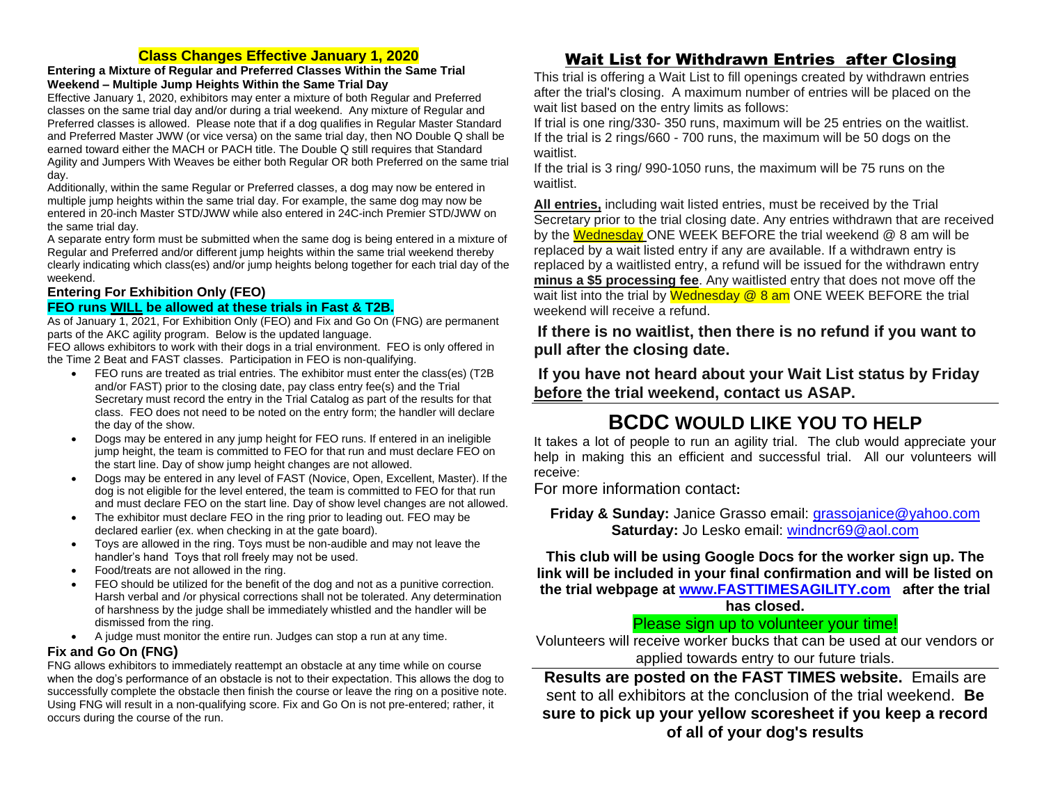## Class Changes Effective January 1, 2020

**Entering a Mixture of Regular and Preferred Classes Within the Same Trial Weekend – Multiple Jump Heights Within the Same Trial Day**

Effective January 1, 2020, exhibitors may enter a mixture of both Regular and Preferred classes on the same trial day and/or during a trial weekend. Any mixture of Regular and Preferred classes is allowed. Please note that if a dog qualifies in Regular Master Standard and Preferred Master JWW (or vice versa) on the same trial day, then NO Double Q shall be earned toward either the MACH or PACH title. The Double Q still requires that Standard Agility and Jumpers With Weaves be either both Regular OR both Preferred on the same trial day.

Additionally, within the same Regular or Preferred classes, a dog may now be entered in multiple jump heights within the same trial day. For example, the same dog may now be entered in 20-inch Master STD/JWW while also entered in 24C-inch Premier STD/JWW on the same trial day.

A separate entry form must be submitted when the same dog is being entered in a mixture of Regular and Preferred and/or different jump heights within the same trial weekend thereby clearly indicating which class(es) and/or jump heights belong together for each trial day of the weekend.

### Entering For Exhibition Only (FEO)

**FEO runs WILL be allowed at these trials in Fast & T2B.**

As of January 1, 2021, For Exhibition Only (FEO) and Fix and Go On (FNG) are permanent parts of the AKC agility program. Below is the updated language.

FEO allows exhibitors to work with their dogs in a trial environment. FEO is only offered in the Time 2 Beat and FAST classes. Participation in FEO is non-qualifying.

- FEO runs are treated as trial entries. The exhibitor must enter the class(es) (T2B and/or FAST) prior to the closing date, pay class entry fee(s) and the Trial Secretary must record the entry in the Trial Catalog as part of the results for that class. FEO does not need to be noted on the entry form; the handler will declare the day of the show.
- Dogs may be entered in any jump height for FEO runs. If entered in an ineligible jump height, the team is committed to FEO for that run and must declare FEO on the start line. Day of show jump height changes are not allowed.
- Dogs may be entered in any level of FAST (Novice, Open, Excellent, Master). If the dog is not eligible for the level entered, the team is committed to FEO for that run and must declare FEO on the start line. Day of show level changes are not allowed.
- The exhibitor must declare FEO in the ring prior to leading out. FEO may be declared earlier (ex. when checking in at the gate board).
- Toys are allowed in the ring. Toys must be non-audible and may not leave the handler's hand Toys that roll freely may not be used.
- Food/treats are not allowed in the ring.
- FEO should be utilized for the benefit of the dog and not as a punitive correction. Harsh verbal and /or physical corrections shall not be tolerated. Any determination of harshness by the judge shall be immediately whistled and the handler will be dismissed from the ring.
- A judge must monitor the entire run. Judges can stop a run at any time.

### Fix and Go On (FNG)

FNG allows exhibitors to immediately reattempt an obstacle at any time while on course when the dog's performance of an obstacle is not to their expectation. This allows the dog to successfully complete the obstacle then finish the course or leave the ring on a positive note. Using FNG will result in a non-qualifying score. Fix and Go On is not pre-entered; rather, it occurs during the course of the run.

## Wait List for Withdrawn Entries after Closing

This trial is offering a Wait List to fill openings created by withdrawn entries after the trial's closing. A maximum number of entries will be placed on the wait list based on the entry limits as follows:

If trial is one ring/330- 350 runs, maximum will be 25 entries on the waitlist.
If the trial is 2 rings/660 - 700 runs, the maximum will be 50 dogs on the waitlist.
If the trial is 3 ring/ 990-1050 runs, the maximum will be 75 runs on the waitlist.

**All entries,** including wait listed entries, must be received by the Trial Secretary prior to the trial closing date. Any entries withdrawn that are received by the Wednesday ONE WEEK BEFORE the trial weekend @ 8 am will be replaced by a wait listed entry if any are available. If a withdrawn entry is replaced by a waitlisted entry, a refund will be issued for the withdrawn entry **minus a $5 processing fee**. Any waitlisted entry that does not move off the wait list into the trial by Wednesday @ 8 am ONE WEEK BEFORE the trial weekend will receive a refund.

**If there is no waitlist, then there is no refund if you want to pull after the closing date.**

**If you have not heard about your Wait List status by Friday before the trial weekend, contact us ASAP.**

## BCDC WOULD LIKE YOU TO HELP

It takes a lot of people to run an agility trial. The club would appreciate your help in making this an efficient and successful trial. All our volunteers will receive:

For more information contact:

**Friday & Sunday:** Janice Grasso email: grassojanice@yahoo.com
**Saturday:** Jo Lesko email: windncr69@aol.com

**This club will be using Google Docs for the worker sign up. The link will be included in your final confirmation and will be listed on the trial webpage at www.FASTTIMESAGILITY.com after the trial has closed.**

Please sign up to volunteer your time!

Volunteers will receive worker bucks that can be used at our vendors or applied towards entry to our future trials.

**Results are posted on the FAST TIMES website.** Emails are sent to all exhibitors at the conclusion of the trial weekend. **Be sure to pick up your yellow scoresheet if you keep a record of all of your dog's results**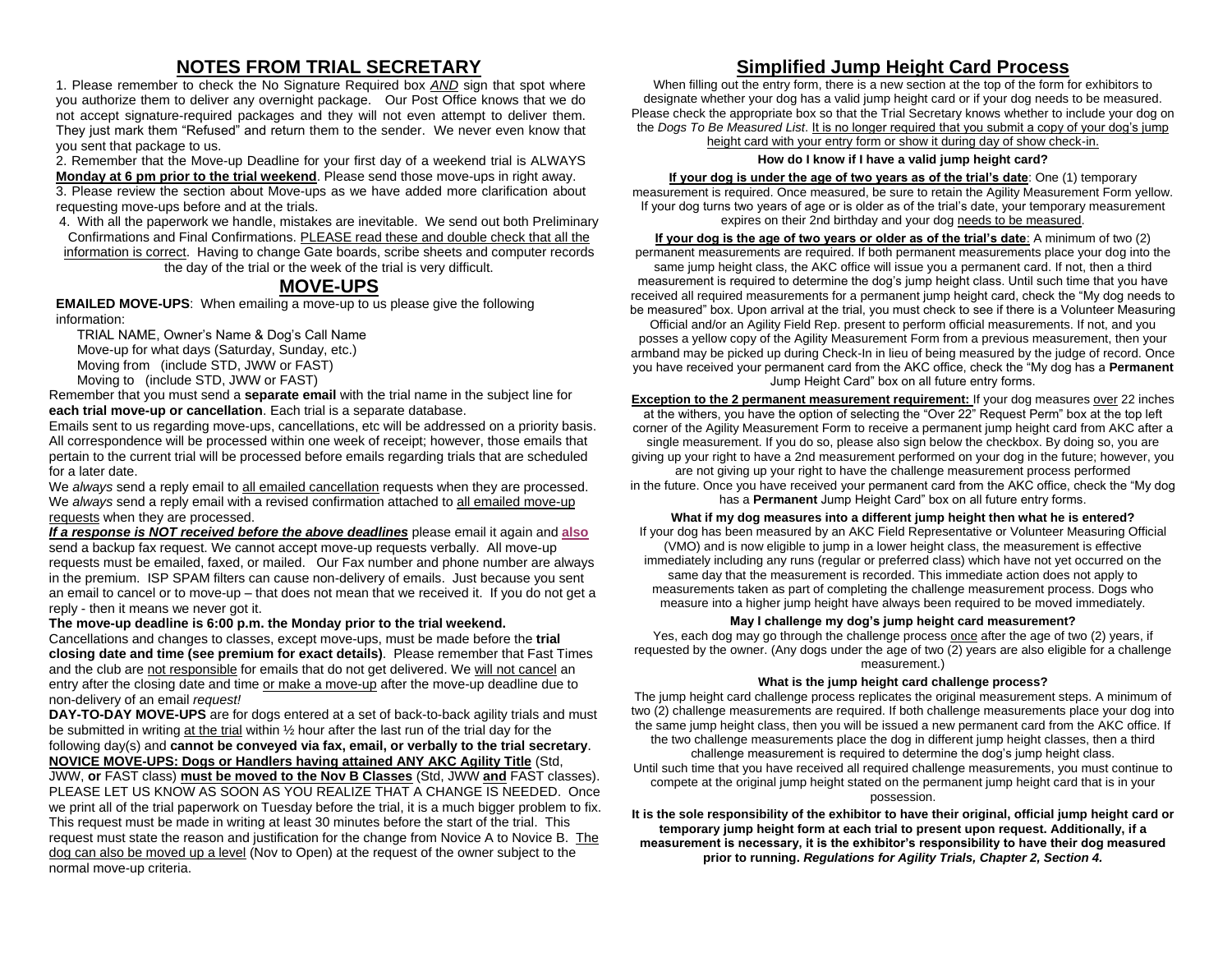## NOTES FROM TRIAL SECRETARY

1. Please remember to check the No Signature Required box ***AND*** sign that spot where you authorize them to deliver any overnight package. Our Post Office knows that we do not accept signature-required packages and they will not even attempt to deliver them. They just mark them "Refused" and return them to the sender. We never even know that you sent that package to us.

2. Remember that the Move-up Deadline for your first day of a weekend trial is ALWAYS **Monday at 6 pm prior to the trial weekend**. Please send those move-ups in right away.

3. Please review the section about Move-ups as we have added more clarification about requesting move-ups before and at the trials.

4. With all the paperwork we handle, mistakes are inevitable. We send out both Preliminary Confirmations and Final Confirmations. PLEASE read these and double check that all the information is correct. Having to change Gate boards, scribe sheets and computer records the day of the trial or the week of the trial is very difficult.

## MOVE-UPS

**EMAILED MOVE-UPS**: When emailing a move-up to us please give the following information:

TRIAL NAME, Owner's Name & Dog's Call Name
Move-up for what days (Saturday, Sunday, etc.)
Moving from (include STD, JWW or FAST)
Moving to (include STD, JWW or FAST)

Remember that you must send a **separate email** with the trial name in the subject line for **each trial move-up or cancellation**. Each trial is a separate database.

Emails sent to us regarding move-ups, cancellations, etc will be addressed on a priority basis. All correspondence will be processed within one week of receipt; however, those emails that pertain to the current trial will be processed before emails regarding trials that are scheduled for a later date.

We *always* send a reply email to all emailed cancellation requests when they are processed. We *always* send a reply email with a revised confirmation attached to all emailed move-up requests when they are processed.

***If a response is NOT received before the above deadlines*** please email it again and **also** send a backup fax request. We cannot accept move-up requests verbally. All move-up requests must be emailed, faxed, or mailed. Our Fax number and phone number are always in the premium. ISP SPAM filters can cause non-delivery of emails. Just because you sent an email to cancel or to move-up – that does not mean that we received it. If you do not get a reply - then it means we never got it.

**The move-up deadline is 6:00 p.m. the Monday prior to the trial weekend.**

Cancellations and changes to classes, except move-ups, must be made before the **trial closing date and time (see premium for exact details)**. Please remember that Fast Times and the club are not responsible for emails that do not get delivered. We will not cancel an entry after the closing date and time or make a move-up after the move-up deadline due to non-delivery of an email *request!*

**DAY-TO-DAY MOVE-UPS** are for dogs entered at a set of back-to-back agility trials and must be submitted in writing at the trial within ½ hour after the last run of the trial day for the following day(s) and **cannot be conveyed via fax, email, or verbally to the trial secretary**.

**NOVICE MOVE-UPS: Dogs or Handlers having attained ANY AKC Agility Title** (Std, JWW, **or** FAST class) **must be moved to the Nov B Classes** (Std, JWW **and** FAST classes). PLEASE LET US KNOW AS SOON AS YOU REALIZE THAT A CHANGE IS NEEDED. Once we print all of the trial paperwork on Tuesday before the trial, it is a much bigger problem to fix. This request must be made in writing at least 30 minutes before the start of the trial. This request must state the reason and justification for the change from Novice A to Novice B. The dog can also be moved up a level (Nov to Open) at the request of the owner subject to the normal move-up criteria.

## Simplified Jump Height Card Process

When filling out the entry form, there is a new section at the top of the form for exhibitors to designate whether your dog has a valid jump height card or if your dog needs to be measured. Please check the appropriate box so that the Trial Secretary knows whether to include your dog on the *Dogs To Be Measured List*. It is no longer required that you submit a copy of your dog's jump height card with your entry form or show it during day of show check-in.

**How do I know if I have a valid jump height card?**

**If your dog is under the age of two years as of the trial's date**: One (1) temporary measurement is required. Once measured, be sure to retain the Agility Measurement Form yellow. If your dog turns two years of age or is older as of the trial's date, your temporary measurement expires on their 2nd birthday and your dog needs to be measured.

**If your dog is the age of two years or older as of the trial's date**: A minimum of two (2) permanent measurements are required. If both permanent measurements place your dog into the same jump height class, the AKC office will issue you a permanent card. If not, then a third measurement is required to determine the dog's jump height class. Until such time that you have received all required measurements for a permanent jump height card, check the "My dog needs to be measured" box. Upon arrival at the trial, you must check to see if there is a Volunteer Measuring Official and/or an Agility Field Rep. present to perform official measurements. If not, and you posses a yellow copy of the Agility Measurement Form from a previous measurement, then your armband may be picked up during Check-In in lieu of being measured by the judge of record. Once you have received your permanent card from the AKC office, check the "My dog has a **Permanent** Jump Height Card" box on all future entry forms.

**Exception to the 2 permanent measurement requirement:** If your dog measures over 22 inches at the withers, you have the option of selecting the "Over 22" Request Perm" box at the top left corner of the Agility Measurement Form to receive a permanent jump height card from AKC after a single measurement. If you do so, please also sign below the checkbox. By doing so, you are giving up your right to have a 2nd measurement performed on your dog in the future; however, you are not giving up your right to have the challenge measurement process performed in the future. Once you have received your permanent card from the AKC office, check the "My dog has a **Permanent** Jump Height Card" box on all future entry forms.

**What if my dog measures into a different jump height then what he is entered?**

If your dog has been measured by an AKC Field Representative or Volunteer Measuring Official (VMO) and is now eligible to jump in a lower height class, the measurement is effective immediately including any runs (regular or preferred class) which have not yet occurred on the same day that the measurement is recorded. This immediate action does not apply to measurements taken as part of completing the challenge measurement process. Dogs who measure into a higher jump height have always been required to be moved immediately.

**May I challenge my dog's jump height card measurement?**

Yes, each dog may go through the challenge process once after the age of two (2) years, if requested by the owner. (Any dogs under the age of two (2) years are also eligible for a challenge measurement.)

**What is the jump height card challenge process?**

The jump height card challenge process replicates the original measurement steps. A minimum of two (2) challenge measurements are required. If both challenge measurements place your dog into the same jump height class, then you will be issued a new permanent card from the AKC office. If the two challenge measurements place the dog in different jump height classes, then a third challenge measurement is required to determine the dog's jump height class.

Until such time that you have received all required challenge measurements, you must continue to compete at the original jump height stated on the permanent jump height card that is in your possession.

**It is the sole responsibility of the exhibitor to have their original, official jump height card or temporary jump height form at each trial to present upon request. Additionally, if a measurement is necessary, it is the exhibitor's responsibility to have their dog measured prior to running. *Regulations for Agility Trials, Chapter 2, Section 4.***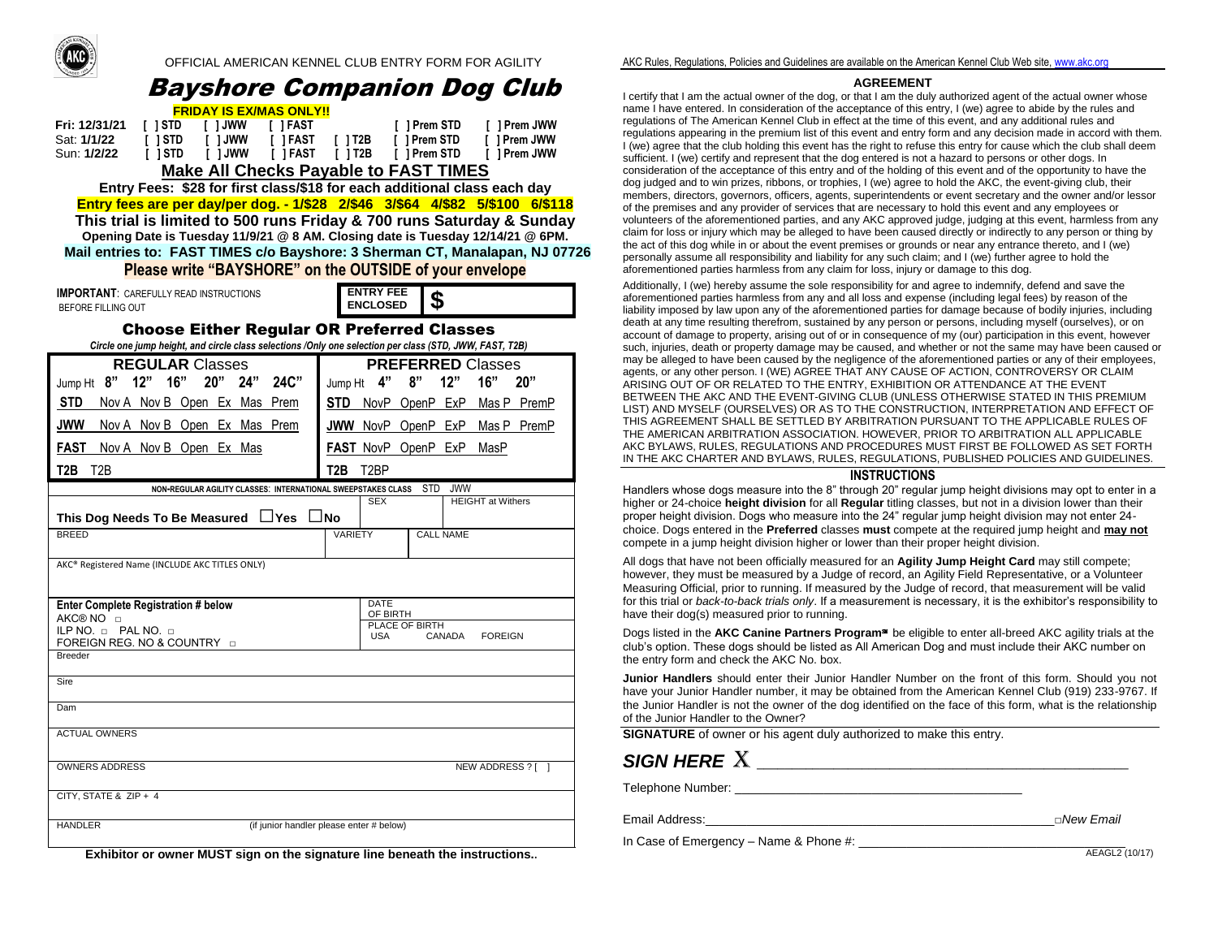OFFICIAL AMERICAN KENNEL CLUB ENTRY FORM FOR AGILITY

# Bayshore Companion Dog Club

**FRIDAY IS EX/MAS ONLY!!**

| | | | | | | |
|---|---|---|---|---|---|---|
| **Fri: 12/31/21** | [ ] STD | [ ] JWW | [ ] FAST | | [ ] Prem STD | [ ] Prem JWW |
| Sat: **1/1/22** | [ ] STD | [ ] JWW | [ ] FAST | [ ] T2B | [ ] Prem STD | [ ] Prem JWW |
| Sun: **1/2/22** | [ ] STD | [ ] JWW | [ ] FAST | [ ] T2B | [ ] Prem STD | [ ] Prem JWW |

**Make All Checks Payable to FAST TIMES**

**Entry Fees: $28 for first class/$18 for each additional class each day**

**Entry fees are per day/per dog. - 1/$28 2/$46 3/$64 4/$82 5/$100 6/$118**

**This trial is limited to 500 runs Friday & 700 runs Saturday & Sunday**

**Opening Date is Tuesday 11/9/21 @ 8 AM. Closing date is Tuesday 12/14/21 @ 6PM.**

**Mail entries to: FAST TIMES c/o Bayshore: 3 Sherman CT, Manalapan, NJ 07726**

**Please write "BAYSHORE" on the OUTSIDE of your envelope**

**IMPORTANT**: CAREFULLY READ INSTRUCTIONS BEFORE FILLING OUT

**ENTRY FEE ENCLOSED** **$**

## Choose Either Regular OR Preferred Classes

*Circle one jump height, and circle class selections /Only one selection per class (STD, JWW, FAST, T2B)*

| **REGULAR** Classes | **PREFERRED** Classes |
|---|---|
| Jump Ht **8" 12" 16" 20" 24" 24C"** | Jump Ht **4" 8" 12" 16" 20"** |
| **STD** Nov A Nov B Open Ex Mas Prem | **STD** NovP OpenP ExP Mas P PremP |
| **JWW** Nov A Nov B Open Ex Mas Prem | **JWW** NovP OpenP ExP Mas P PremP |
| **FAST** Nov A Nov B Open Ex Mas | **FAST** NovP OpenP ExP MasP |
| **T2B** T2B | **T2B** T2BP |

NON-REGULAR AGILITY CLASSES: INTERNATIONAL SWEEPSTAKES CLASS STD JWW

| | | |
|---|---|---|
| This Dog Needs To Be Measured ☐Yes ☐No | SEX | HEIGHT at Withers |
| BREED | VARIETY | CALL NAME |
| AKC® Registered Name (INCLUDE AKC TITLES ONLY) | | |
| Enter Complete Registration # below<br>AKC® NO □<br>ILP NO. □ PAL NO. □<br>FOREIGN REG. NO & COUNTRY □ | DATE OF BIRTH<br>PLACE OF BIRTH<br>USA CANADA FOREIGN | |
| Breeder | | |
| Sire | | |
| Dam | | |
| ACTUAL OWNERS | | |
| OWNERS ADDRESS | | NEW ADDRESS ? [ ] |
| CITY, STATE & ZIP + 4 | | |
| HANDLER (if junior handler please enter # below) | | |

**Exhibitor or owner MUST sign on the signature line beneath the instructions.**

AKC Rules, Regulations, Policies and Guidelines are available on the American Kennel Club Web site, www.akc.org

### AGREEMENT

I certify that I am the actual owner of the dog, or that I am the duly authorized agent of the actual owner whose name I have entered. In consideration of the acceptance of this entry, I (we) agree to abide by the rules and regulations of The American Kennel Club in effect at the time of this event, and any additional rules and regulations appearing in the premium list of this event and entry form and any decision made in accord with them. I (we) agree that the club holding this event has the right to refuse this entry for cause which the club shall deem sufficient. I (we) certify and represent that the dog entered is not a hazard to persons or other dogs. In consideration of the acceptance of this entry and of the holding of this event and of the opportunity to have the dog judged and to win prizes, ribbons, or trophies, I (we) agree to hold the AKC, the event-giving club, their members, directors, governors, officers, agents, superintendents or event secretary and the owner and/or lessor of the premises and any provider of services that are necessary to hold this event and any employees or volunteers of the aforementioned parties, and any AKC approved judge, judging at this event, harmless from any claim for loss or injury which may be alleged to have been caused directly or indirectly to any person or thing by the act of this dog while in or about the event premises or grounds or near any entrance thereto, and I (we) personally assume all responsibility and liability for any such claim; and I (we) further agree to hold the aforementioned parties harmless from any claim for loss, injury or damage to this dog.

Additionally, I (we) hereby assume the sole responsibility for and agree to indemnify, defend and save the aforementioned parties harmless from any and all loss and expense (including legal fees) by reason of the liability imposed by law upon any of the aforementioned parties for damage because of bodily injuries, including death at any time resulting therefrom, sustained by any person or persons, including myself (ourselves), or on account of damage to property, arising out of or in consequence of my (our) participation in this event, however such, injuries, death or property damage may be caused, and whether or not the same may have been caused or may be alleged to have been caused by the negligence of the aforementioned parties or any of their employees, agents, or any other person. I (WE) AGREE THAT ANY CAUSE OF ACTION, CONTROVERSY OR CLAIM ARISING OUT OF OR RELATED TO THE ENTRY, EXHIBITION OR ATTENDANCE AT THE EVENT BETWEEN THE AKC AND THE EVENT-GIVING CLUB (UNLESS OTHERWISE STATED IN THIS PREMIUM LIST) AND MYSELF (OURSELVES) OR AS TO THE CONSTRUCTION, INTERPRETATION AND EFFECT OF THIS AGREEMENT SHALL BE SETTLED BY ARBITRATION PURSUANT TO THE APPLICABLE RULES OF THE AMERICAN ARBITRATION ASSOCIATION. HOWEVER, PRIOR TO ARBITRATION ALL APPLICABLE AKC BYLAWS, RULES, REGULATIONS AND PROCEDURES MUST FIRST BE FOLLOWED AS SET FORTH IN THE AKC CHARTER AND BYLAWS, RULES, REGULATIONS, PUBLISHED POLICIES AND GUIDELINES.

### INSTRUCTIONS

Handlers whose dogs measure into the 8" through 20" regular jump height divisions may opt to enter in a higher or 24-choice **height division** for all **Regular** titling classes, but not in a division lower than their proper height division. Dogs who measure into the 24" regular jump height division may not enter 24-choice. Dogs entered in the **Preferred** classes **must** compete at the required jump height and **may not** compete in a jump height division higher or lower than their proper height division.

All dogs that have not been officially measured for an **Agility Jump Height Card** may still compete; however, they must be measured by a Judge of record, an Agility Field Representative, or a Volunteer Measuring Official, prior to running. If measured by the Judge of record, that measurement will be valid for this trial or *back-to-back trials only*. If a measurement is necessary, it is the exhibitor's responsibility to have their dog(s) measured prior to running.

Dogs listed in the **AKC Canine Partners Program℠** be eligible to enter all-breed AKC agility trials at the club's option. These dogs should be listed as All American Dog and must include their AKC number on the entry form and check the AKC No. box.

**Junior Handlers** should enter their Junior Handler Number on the front of this form. Should you not have your Junior Handler number, it may be obtained from the American Kennel Club (919) 233-9767. If the Junior Handler is not the owner of the dog identified on the face of this form, what is the relationship of the Junior Handler to the Owner?

**SIGNATURE** of owner or his agent duly authorized to make this entry.

***SIGN HERE X*** ____________________________________________

Telephone Number: ____________________________________________

Email Address: ____________________________________________ □*New Email*

In Case of Emergency – Name & Phone #: ____________________________________________

AEAGL2 (10/17)